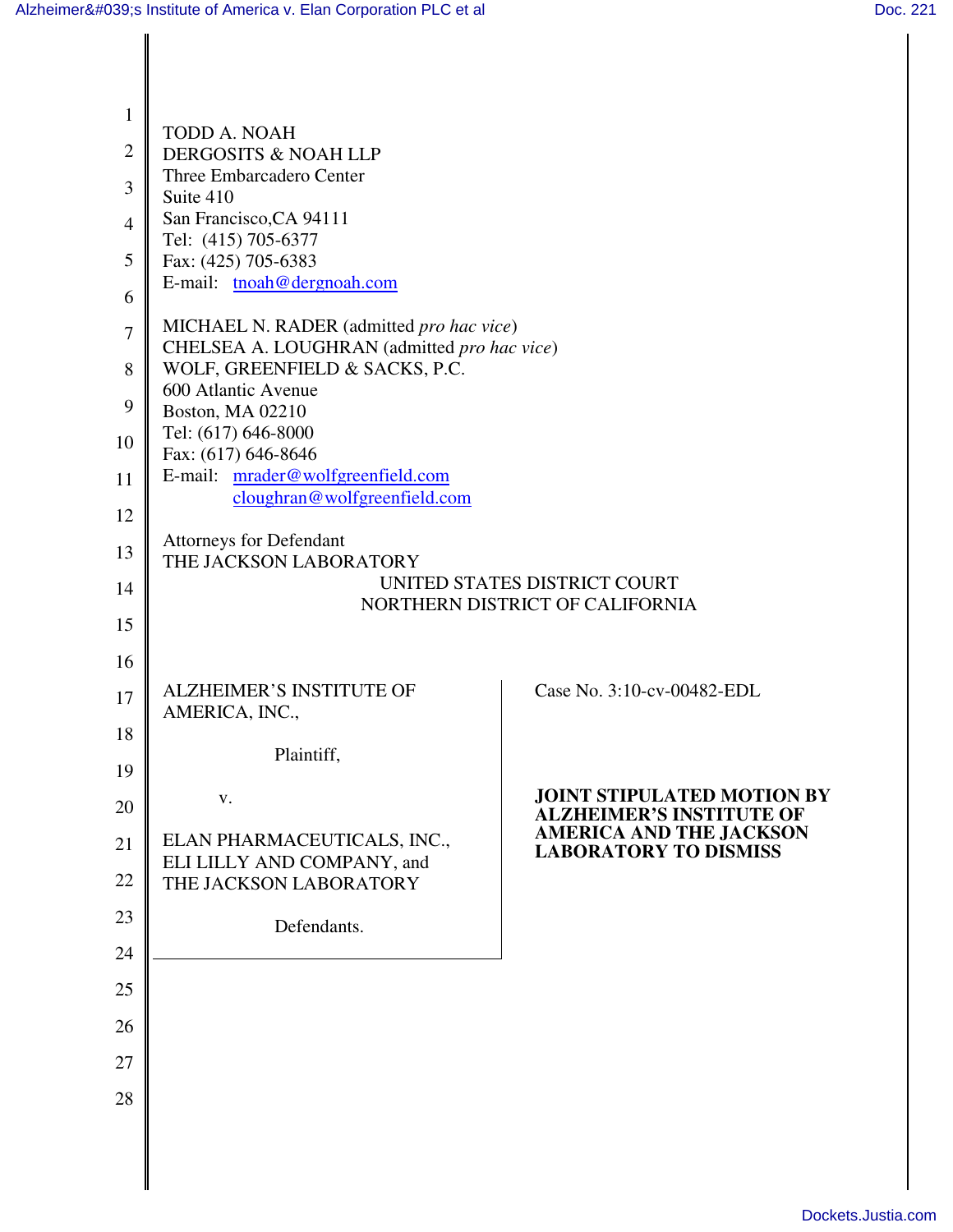TODD A. NOAH
DERGOSITS & NOAH LLP
Three Embarcadero Center
Suite 410
San Francisco,CA 94111
Tel: (415) 705-6377
Fax: (425) 705-6383
E-mail: tnoah@dergnoah.com

MICHAEL N. RADER (admitted *pro hac vice*)
CHELSEA A. LOUGHRAN (admitted *pro hac vice*)
WOLF, GREENFIELD & SACKS, P.C.
600 Atlantic Avenue
Boston, MA 02210
Tel: (617) 646-8000
Fax: (617) 646-8646
E-mail: mrader@wolfgreenfield.com
cloughran@wolfgreenfield.com

Attorneys for Defendant
THE JACKSON LABORATORY

UNITED STATES DISTRICT COURT
NORTHERN DISTRICT OF CALIFORNIA

ALZHEIMER'S INSTITUTE OF AMERICA, INC.,

Plaintiff,

v.

ELAN PHARMACEUTICALS, INC., ELI LILLY AND COMPANY, and THE JACKSON LABORATORY

Defendants.

Case No. 3:10-cv-00482-EDL

**JOINT STIPULATED MOTION BY ALZHEIMER'S INSTITUTE OF AMERICA AND THE JACKSON LABORATORY TO DISMISS**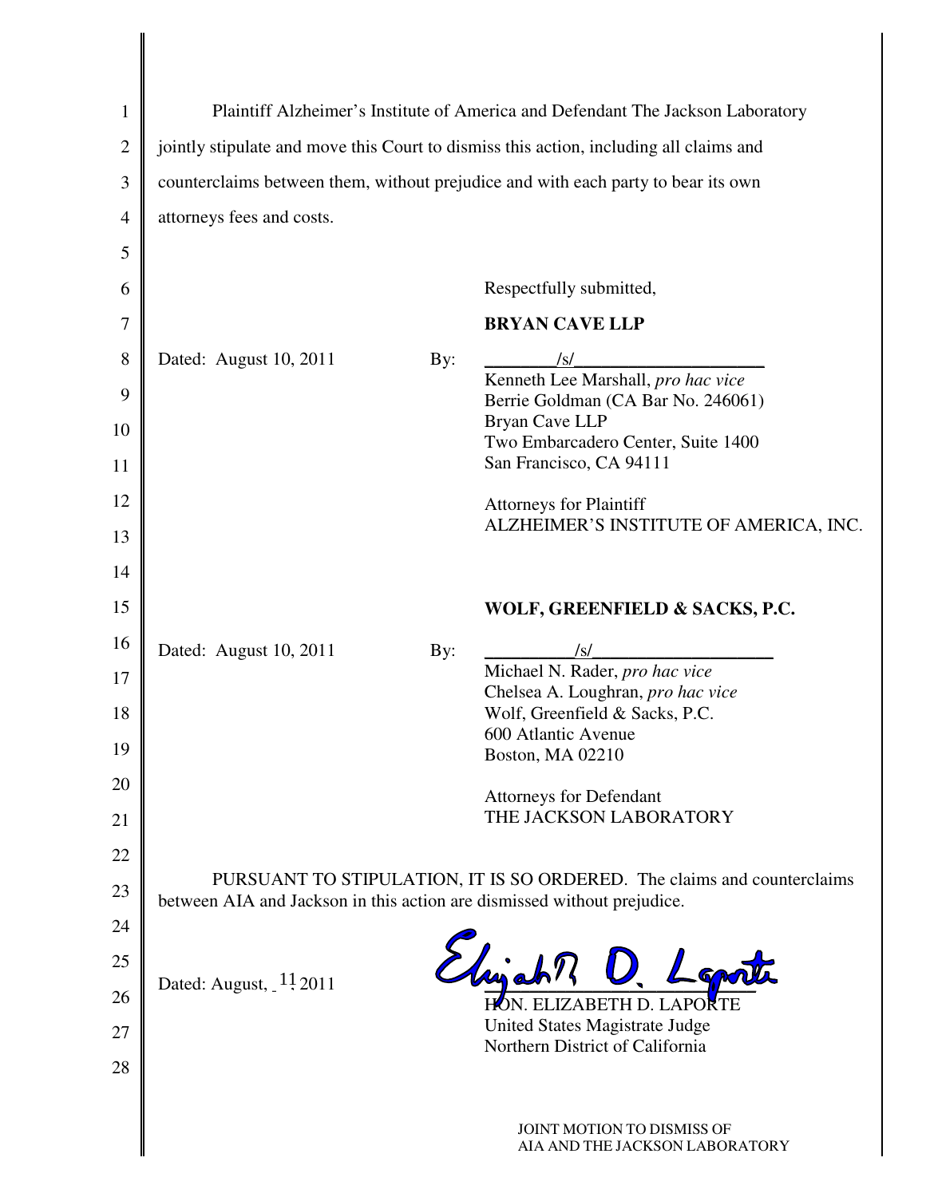Plaintiff Alzheimer's Institute of America and Defendant The Jackson Laboratory jointly stipulate and move this Court to dismiss this action, including all claims and counterclaims between them, without prejudice and with each party to bear its own attorneys fees and costs.

Respectfully submitted,

**BRYAN CAVE LLP**

Dated: August 10, 2011

By: /s/

Kenneth Lee Marshall, *pro hac vice*
Berrie Goldman (CA Bar No. 246061)
Bryan Cave LLP
Two Embarcadero Center, Suite 1400
San Francisco, CA 94111

Attorneys for Plaintiff
ALZHEIMER'S INSTITUTE OF AMERICA, INC.

**WOLF, GREENFIELD & SACKS, P.C.**

Dated: August 10, 2011

By: /s/

Michael N. Rader, *pro hac vice*
Chelsea A. Loughran, *pro hac vice*
Wolf, Greenfield & Sacks, P.C.
600 Atlantic Avenue
Boston, MA 02210

Attorneys for Defendant
THE JACKSON LABORATORY

PURSUANT TO STIPULATION, IT IS SO ORDERED. The claims and counterclaims between AIA and Jackson in this action are dismissed without prejudice.

Dated: August, 11, 2011

HON. ELIZABETH D. LAPORTE
United States Magistrate Judge
Northern District of California